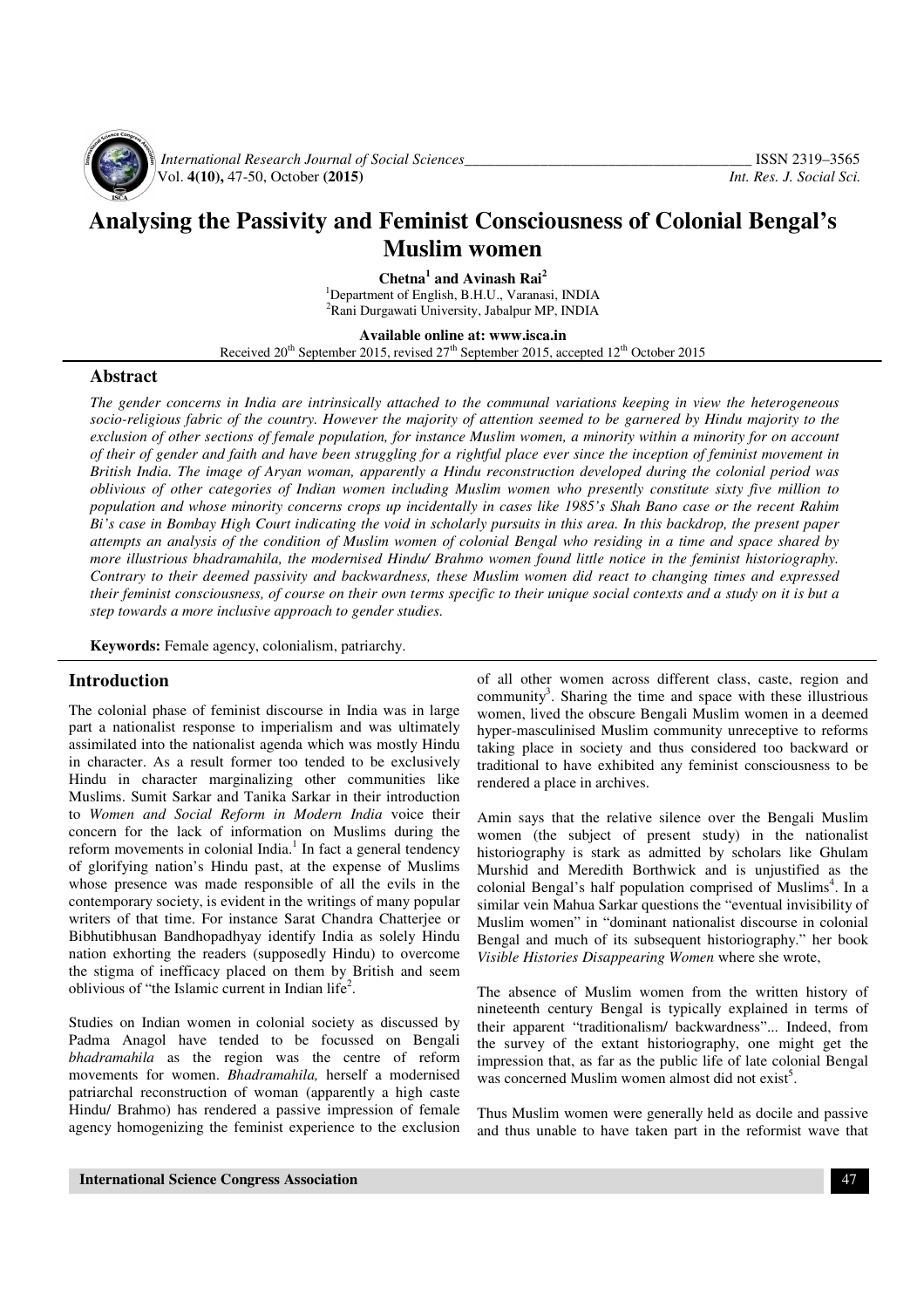# Analysing the Passivity and Feminist Consciousness of Colonial Bengal's Muslim women

**Chetna[1] and Avinash Rai[2]**

[1]Department of English, B.H.U., Varanasi, INDIA
[2]Rani Durgawati University, Jabalpur MP, INDIA

**Available online at: www.isca.in**
Received 20th September 2015, revised 27th September 2015, accepted 12th October 2015

## Abstract

*The gender concerns in India are intrinsically attached to the communal variations keeping in view the heterogeneous socio-religious fabric of the country. However the majority of attention seemed to be garnered by Hindu majority to the exclusion of other sections of female population, for instance Muslim women, a minority within a minority for on account of their of gender and faith and have been struggling for a rightful place ever since the inception of feminist movement in British India. The image of Aryan woman, apparently a Hindu reconstruction developed during the colonial period was oblivious of other categories of Indian women including Muslim women who presently constitute sixty five million to population and whose minority concerns crops up incidentally in cases like 1985's Shah Bano case or the recent Rahim Bi's case in Bombay High Court indicating the void in scholarly pursuits in this area. In this backdrop, the present paper attempts an analysis of the condition of Muslim women of colonial Bengal who residing in a time and space shared by more illustrious bhadramahila, the modernised Hindu/ Brahmo women found little notice in the feminist historiography. Contrary to their deemed passivity and backwardness, these Muslim women did react to changing times and expressed their feminist consciousness, of course on their own terms specific to their unique social contexts and a study on it is but a step towards a more inclusive approach to gender studies.*

**Keywords:** Female agency, colonialism, patriarchy.

## Introduction

The colonial phase of feminist discourse in India was in large part a nationalist response to imperialism and was ultimately assimilated into the nationalist agenda which was mostly Hindu in character. As a result former too tended to be exclusively Hindu in character marginalizing other communities like Muslims. Sumit Sarkar and Tanika Sarkar in their introduction to *Women and Social Reform in Modern India* voice their concern for the lack of information on Muslims during the reform movements in colonial India.[1] In fact a general tendency of glorifying nation's Hindu past, at the expense of Muslims whose presence was made responsible of all the evils in the contemporary society, is evident in the writings of many popular writers of that time. For instance Sarat Chandra Chatterjee or Bibhutibhusan Bandhopadhyay identify India as solely Hindu nation exhorting the readers (supposedly Hindu) to overcome the stigma of inefficacy placed on them by British and seem oblivious of "the Islamic current in Indian life[2].

Studies on Indian women in colonial society as discussed by Padma Anagol have tended to be focussed on Bengali *bhadramahila* as the region was the centre of reform movements for women. *Bhadramahila,* herself a modernised patriarchal reconstruction of woman (apparently a high caste Hindu/ Brahmo) has rendered a passive impression of female agency homogenizing the feminist experience to the exclusion of all other women across different class, caste, region and community[3]. Sharing the time and space with these illustrious women, lived the obscure Bengali Muslim women in a deemed hyper-masculinised Muslim community unreceptive to reforms taking place in society and thus considered too backward or traditional to have exhibited any feminist consciousness to be rendered a place in archives.

Amin says that the relative silence over the Bengali Muslim women (the subject of present study) in the nationalist historiography is stark as admitted by scholars like Ghulam Murshid and Meredith Borthwick and is unjustified as the colonial Bengal's half population comprised of Muslims[4]. In a similar vein Mahua Sarkar questions the "eventual invisibility of Muslim women" in "dominant nationalist discourse in colonial Bengal and much of its subsequent historiography." her book *Visible Histories Disappearing Women* where she wrote,

The absence of Muslim women from the written history of nineteenth century Bengal is typically explained in terms of their apparent "traditionalism/ backwardness"... Indeed, from the survey of the extant historiography, one might get the impression that, as far as the public life of late colonial Bengal was concerned Muslim women almost did not exist[5].

Thus Muslim women were generally held as docile and passive and thus unable to have taken part in the reformist wave that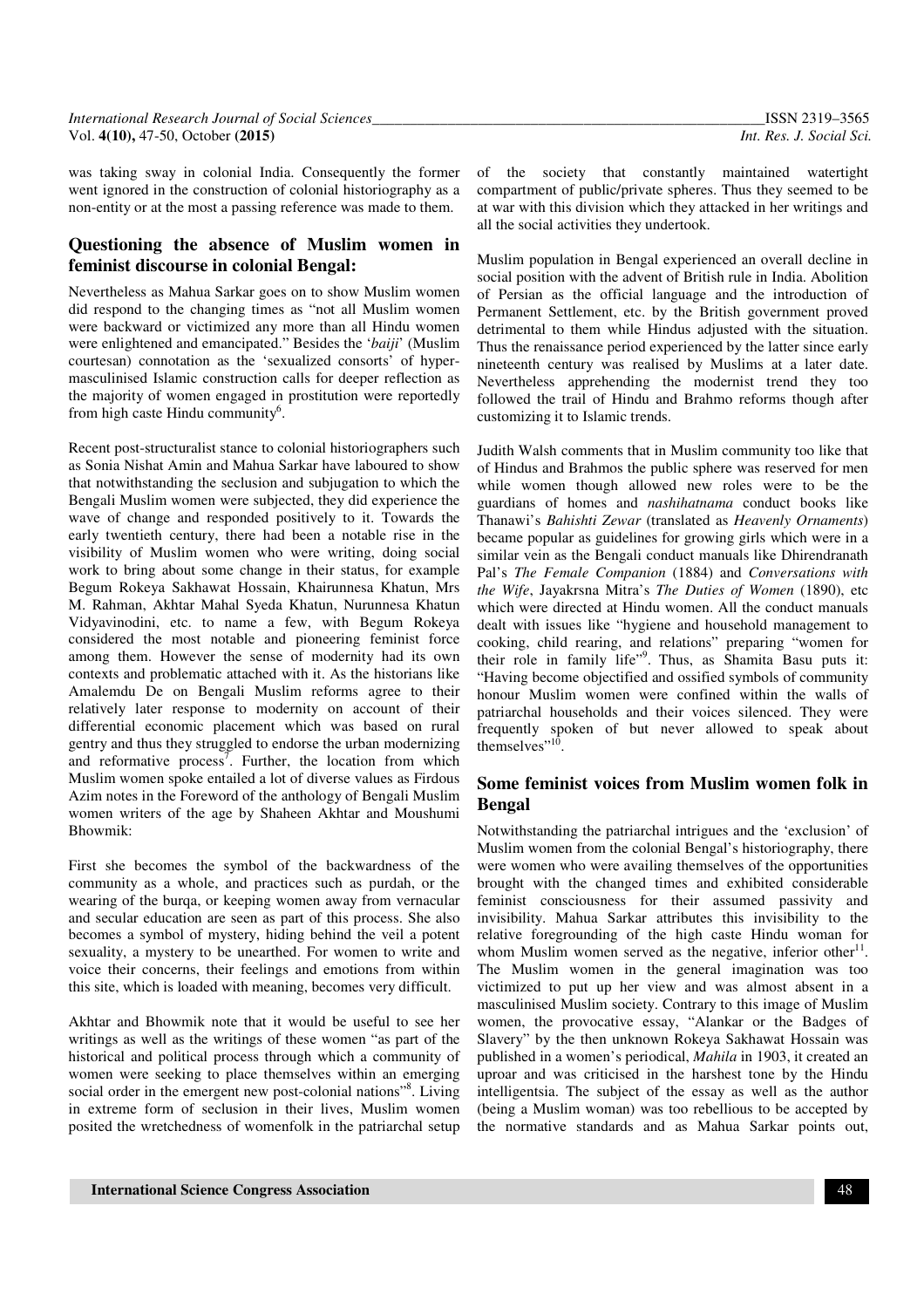was taking sway in colonial India. Consequently the former went ignored in the construction of colonial historiography as a non-entity or at the most a passing reference was made to them.

## Questioning the absence of Muslim women in feminist discourse in colonial Bengal:

Nevertheless as Mahua Sarkar goes on to show Muslim women did respond to the changing times as "not all Muslim women were backward or victimized any more than all Hindu women were enlightened and emancipated." Besides the '*baiji*' (Muslim courtesan) connotation as the 'sexualized consorts' of hyper-masculinised Islamic construction calls for deeper reflection as the majority of women engaged in prostitution were reportedly from high caste Hindu community[6].

Recent post-structuralist stance to colonial historiographers such as Sonia Nishat Amin and Mahua Sarkar have laboured to show that notwithstanding the seclusion and subjugation to which the Bengali Muslim women were subjected, they did experience the wave of change and responded positively to it. Towards the early twentieth century, there had been a notable rise in the visibility of Muslim women who were writing, doing social work to bring about some change in their status, for example Begum Rokeya Sakhawat Hossain, Khairunnesa Khatun, Mrs M. Rahman, Akhtar Mahal Syeda Khatun, Nurunnesa Khatun Vidyavinodini, etc. to name a few, with Begum Rokeya considered the most notable and pioneering feminist force among them. However the sense of modernity had its own contexts and problematic attached with it. As the historians like Amalemdu De on Bengali Muslim reforms agree to their relatively later response to modernity on account of their differential economic placement which was based on rural gentry and thus they struggled to endorse the urban modernizing and reformative process[7]. Further, the location from which Muslim women spoke entailed a lot of diverse values as Firdous Azim notes in the Foreword of the anthology of Bengali Muslim women writers of the age by Shaheen Akhtar and Moushumi Bhowmik:

First she becomes the symbol of the backwardness of the community as a whole, and practices such as purdah, or the wearing of the burqa, or keeping women away from vernacular and secular education are seen as part of this process. She also becomes a symbol of mystery, hiding behind the veil a potent sexuality, a mystery to be unearthed. For women to write and voice their concerns, their feelings and emotions from within this site, which is loaded with meaning, becomes very difficult.

Akhtar and Bhowmik note that it would be useful to see her writings as well as the writings of these women "as part of the historical and political process through which a community of women were seeking to place themselves within an emerging social order in the emergent new post-colonial nations"[8]. Living in extreme form of seclusion in their lives, Muslim women posited the wretchedness of womenfolk in the patriarchal setup of the society that constantly maintained watertight compartment of public/private spheres. Thus they seemed to be at war with this division which they attacked in her writings and all the social activities they undertook.

Muslim population in Bengal experienced an overall decline in social position with the advent of British rule in India. Abolition of Persian as the official language and the introduction of Permanent Settlement, etc. by the British government proved detrimental to them while Hindus adjusted with the situation. Thus the renaissance period experienced by the latter since early nineteenth century was realised by Muslims at a later date. Nevertheless apprehending the modernist trend they too followed the trail of Hindu and Brahmo reforms though after customizing it to Islamic trends.

Judith Walsh comments that in Muslim community too like that of Hindus and Brahmos the public sphere was reserved for men while women though allowed new roles were to be the guardians of homes and *nashihatnama* conduct books like Thanawi's *Bahishti Zewar* (translated as *Heavenly Ornaments*) became popular as guidelines for growing girls which were in a similar vein as the Bengali conduct manuals like Dhirendranath Pal's *The Female Companion* (1884) and *Conversations with the Wife*, Jayakrsna Mitra's *The Duties of Women* (1890), etc which were directed at Hindu women. All the conduct manuals dealt with issues like "hygiene and household management to cooking, child rearing, and relations" preparing "women for their role in family life"[9]. Thus, as Shamita Basu puts it: "Having become objectified and ossified symbols of community honour Muslim women were confined within the walls of patriarchal households and their voices silenced. They were frequently spoken of but never allowed to speak about themselves"[10].

## Some feminist voices from Muslim women folk in Bengal

Notwithstanding the patriarchal intrigues and the 'exclusion' of Muslim women from the colonial Bengal's historiography, there were women who were availing themselves of the opportunities brought with the changed times and exhibited considerable feminist consciousness for their assumed passivity and invisibility. Mahua Sarkar attributes this invisibility to the relative foregrounding of the high caste Hindu woman for whom Muslim women served as the negative, inferior other[11]. The Muslim women in the general imagination was too victimized to put up her view and was almost absent in a masculinised Muslim society. Contrary to this image of Muslim women, the provocative essay, "Alankar or the Badges of Slavery" by the then unknown Rokeya Sakhawat Hossain was published in a women's periodical, *Mahila* in 1903, it created an uproar and was criticised in the harshest tone by the Hindu intelligentsia. The subject of the essay as well as the author (being a Muslim woman) was too rebellious to be accepted by the normative standards and as Mahua Sarkar points out,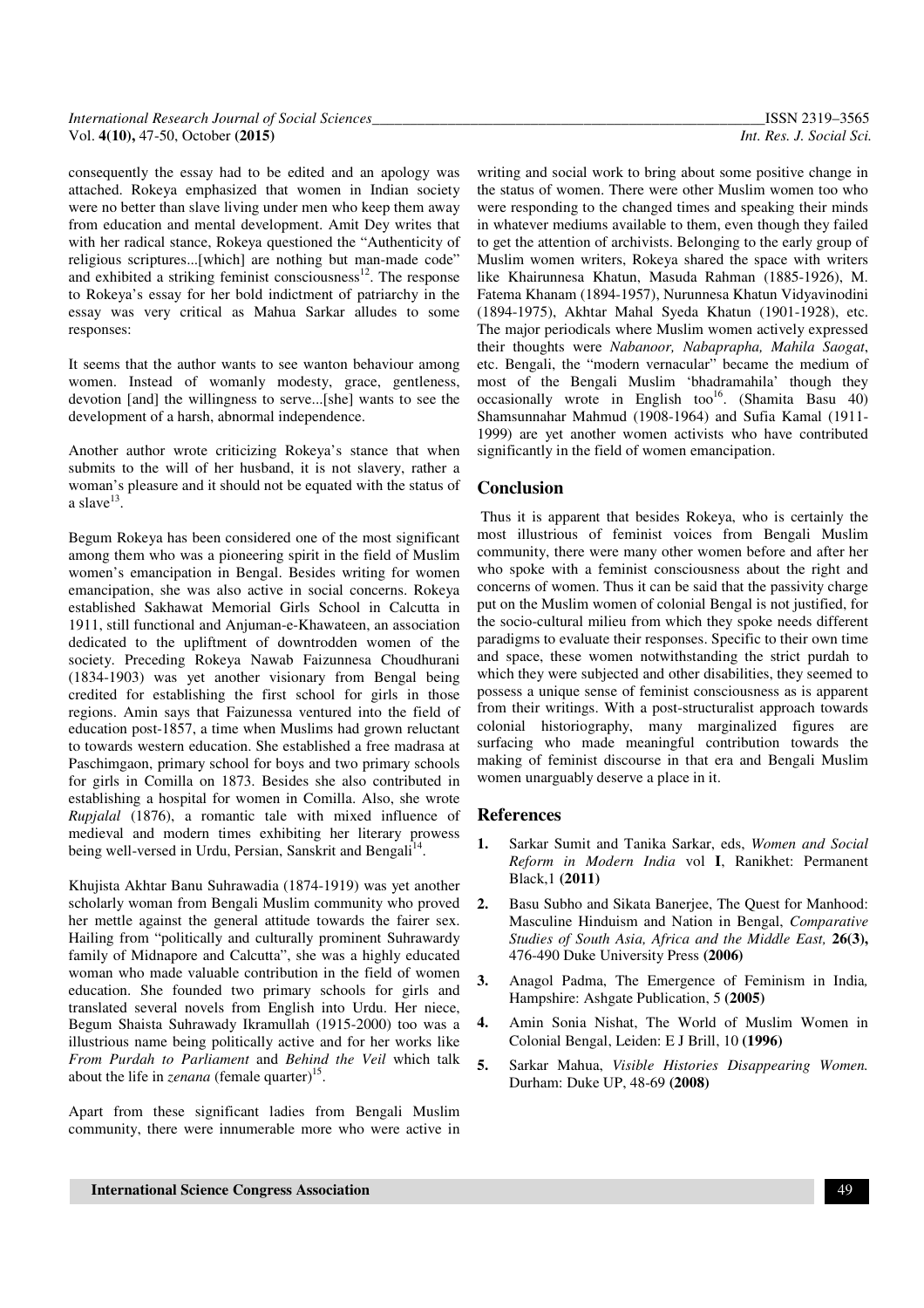consequently the essay had to be edited and an apology was attached. Rokeya emphasized that women in Indian society were no better than slave living under men who keep them away from education and mental development. Amit Dey writes that with her radical stance, Rokeya questioned the "Authenticity of religious scriptures...[which] are nothing but man-made code" and exhibited a striking feminist consciousness[12]. The response to Rokeya's essay for her bold indictment of patriarchy in the essay was very critical as Mahua Sarkar alludes to some responses:

It seems that the author wants to see wanton behaviour among women. Instead of womanly modesty, grace, gentleness, devotion [and] the willingness to serve...[she] wants to see the development of a harsh, abnormal independence.

Another author wrote criticizing Rokeya's stance that when submits to the will of her husband, it is not slavery, rather a woman's pleasure and it should not be equated with the status of a slave[13].

Begum Rokeya has been considered one of the most significant among them who was a pioneering spirit in the field of Muslim women's emancipation in Bengal. Besides writing for women emancipation, she was also active in social concerns. Rokeya established Sakhawat Memorial Girls School in Calcutta in 1911, still functional and Anjuman-e-Khawateen, an association dedicated to the upliftment of downtrodden women of the society. Preceding Rokeya Nawab Faizunnesa Choudhurani (1834-1903) was yet another visionary from Bengal being credited for establishing the first school for girls in those regions. Amin says that Faizunessa ventured into the field of education post-1857, a time when Muslims had grown reluctant to towards western education. She established a free madrasa at Paschimgaon, primary school for boys and two primary schools for girls in Comilla on 1873. Besides she also contributed in establishing a hospital for women in Comilla. Also, she wrote *Rupjalal* (1876), a romantic tale with mixed influence of medieval and modern times exhibiting her literary prowess being well-versed in Urdu, Persian, Sanskrit and Bengali[14].

Khujista Akhtar Banu Suhrawadia (1874-1919) was yet another scholarly woman from Bengali Muslim community who proved her mettle against the general attitude towards the fairer sex. Hailing from "politically and culturally prominent Suhrawardy family of Midnapore and Calcutta", she was a highly educated woman who made valuable contribution in the field of women education. She founded two primary schools for girls and translated several novels from English into Urdu. Her niece, Begum Shaista Suhrawady Ikramullah (1915-2000) too was a illustrious name being politically active and for her works like *From Purdah to Parliament* and *Behind the Veil* which talk about the life in *zenana* (female quarter)[15].

Apart from these significant ladies from Bengali Muslim community, there were innumerable more who were active in writing and social work to bring about some positive change in the status of women. There were other Muslim women too who were responding to the changed times and speaking their minds in whatever mediums available to them, even though they failed to get the attention of archivists. Belonging to the early group of Muslim women writers, Rokeya shared the space with writers like Khairunnesa Khatun, Masuda Rahman (1885-1926), M. Fatema Khanam (1894-1957), Nurunnesa Khatun Vidyavinodini (1894-1975), Akhtar Mahal Syeda Khatun (1901-1928), etc. The major periodicals where Muslim women actively expressed their thoughts were *Nabanoor, Nabaprapha, Mahila Saogat*, etc. Bengali, the "modern vernacular" became the medium of most of the Bengali Muslim 'bhadramahila' though they occasionally wrote in English too[16]. (Shamita Basu 40) Shamsunnahar Mahmud (1908-1964) and Sufia Kamal (1911-1999) are yet another women activists who have contributed significantly in the field of women emancipation.

## Conclusion

Thus it is apparent that besides Rokeya, who is certainly the most illustrious of feminist voices from Bengali Muslim community, there were many other women before and after her who spoke with a feminist consciousness about the right and concerns of women. Thus it can be said that the passivity charge put on the Muslim women of colonial Bengal is not justified, for the socio-cultural milieu from which they spoke needs different paradigms to evaluate their responses. Specific to their own time and space, these women notwithstanding the strict purdah to which they were subjected and other disabilities, they seemed to possess a unique sense of feminist consciousness as is apparent from their writings. With a post-structuralist approach towards colonial historiography, many marginalized figures are surfacing who made meaningful contribution towards the making of feminist discourse in that era and Bengali Muslim women unarguably deserve a place in it.

## References

1. Sarkar Sumit and Tanika Sarkar, eds, *Women and Social Reform in Modern India* vol **I**, Ranikhet: Permanent Black,1 **(2011)**
2. Basu Subho and Sikata Banerjee, The Quest for Manhood: Masculine Hinduism and Nation in Bengal, *Comparative Studies of South Asia, Africa and the Middle East,* **26(3),** 476-490 Duke University Press **(2006)**
3. Anagol Padma, The Emergence of Feminism in India*,* Hampshire: Ashgate Publication, 5 **(2005)**
4. Amin Sonia Nishat, The World of Muslim Women in Colonial Bengal, Leiden: E J Brill, 10 **(1996)**
5. Sarkar Mahua, *Visible Histories Disappearing Women.* Durham: Duke UP, 48-69 **(2008)**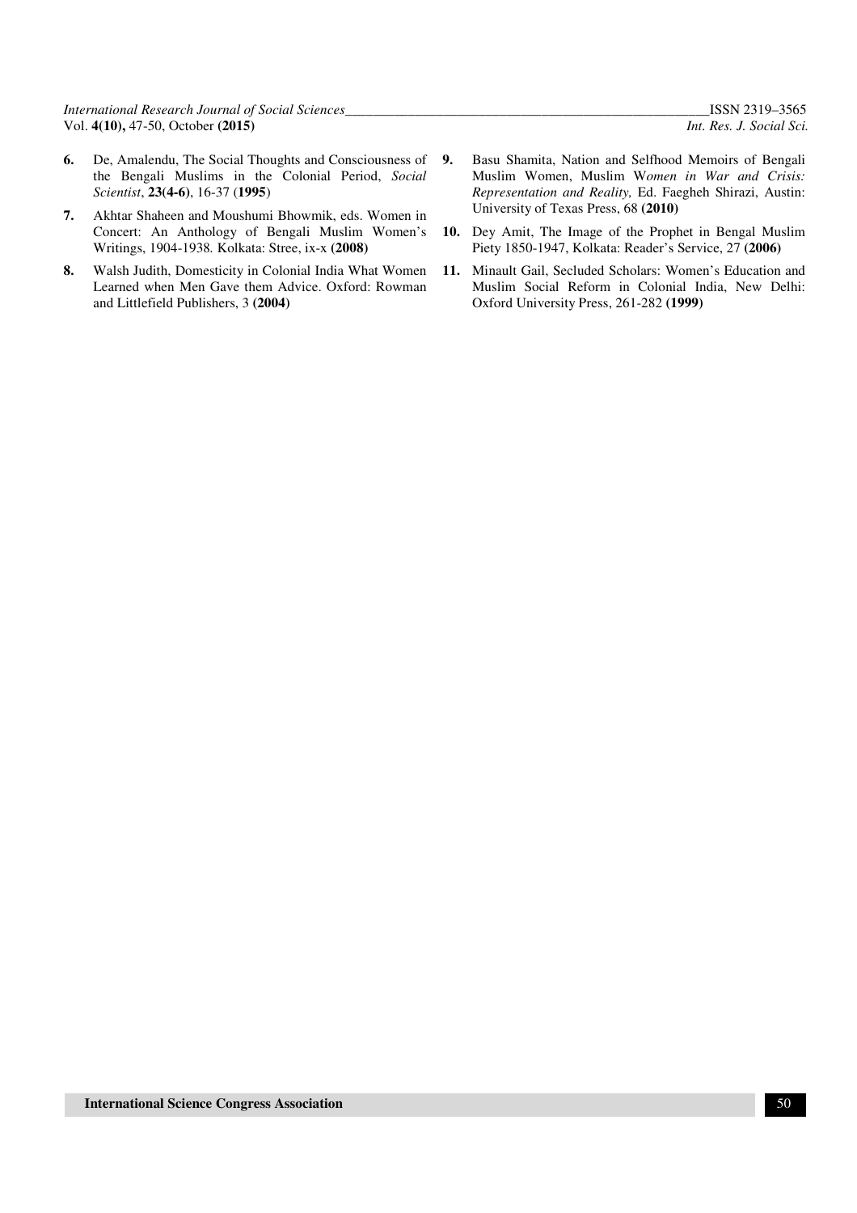6. De, Amalendu, The Social Thoughts and Consciousness of the Bengali Muslims in the Colonial Period, *Social Scientist*, **23(4-6)**, 16-37 (**1995**)

7. Akhtar Shaheen and Moushumi Bhowmik, eds. Women in Concert: An Anthology of Bengali Muslim Women's Writings, 1904-1938. Kolkata: Stree, ix-x **(2008)**

8. Walsh Judith, Domesticity in Colonial India What Women Learned when Men Gave them Advice. Oxford: Rowman and Littlefield Publishers, 3 **(2004)**

9. Basu Shamita, Nation and Selfhood Memoirs of Bengali Muslim Women, Muslim W*omen in War and Crisis: Representation and Reality,* Ed. Faegheh Shirazi, Austin: University of Texas Press, 68 **(2010)**

10. Dey Amit, The Image of the Prophet in Bengal Muslim Piety 1850-1947, Kolkata: Reader's Service, 27 **(2006)**

11. Minault Gail, Secluded Scholars: Women's Education and Muslim Social Reform in Colonial India, New Delhi: Oxford University Press, 261-282 **(1999)**